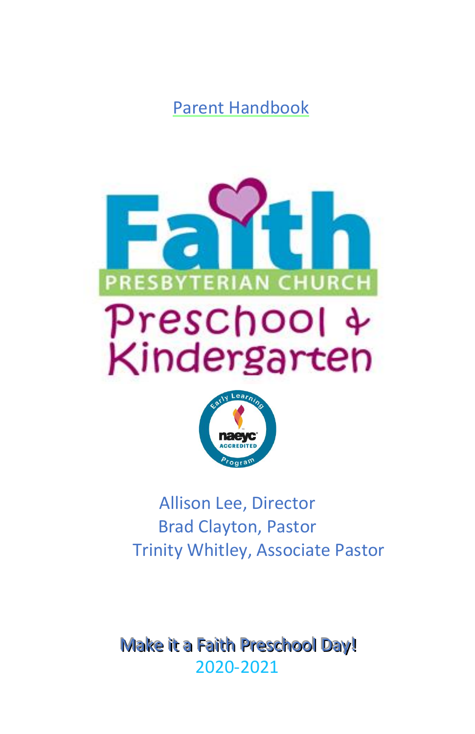# Parent Handbook

Faith

PRESBYTERIAN CHURCH

Preschool & Kindergarten

Early Learning naeyc ACCREDITED Program

Allison Lee, Director
Brad Clayton, Pastor
Trinity Whitley, Associate Pastor

**Make it a Faith Preschool Day!**
2020-2021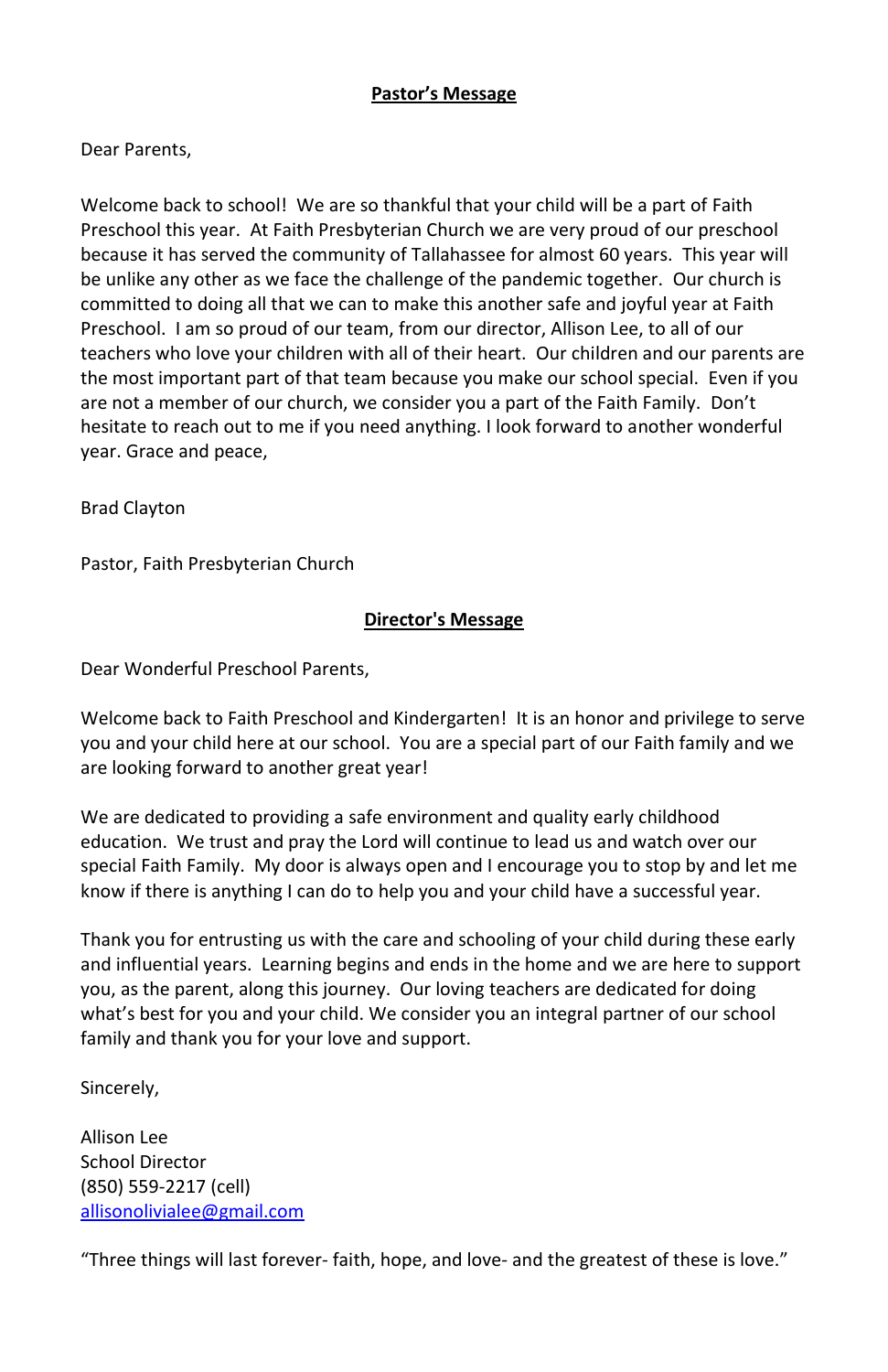## Pastor's Message

Dear Parents,

Welcome back to school! We are so thankful that your child will be a part of Faith Preschool this year. At Faith Presbyterian Church we are very proud of our preschool because it has served the community of Tallahassee for almost 60 years. This year will be unlike any other as we face the challenge of the pandemic together. Our church is committed to doing all that we can to make this another safe and joyful year at Faith Preschool. I am so proud of our team, from our director, Allison Lee, to all of our teachers who love your children with all of their heart. Our children and our parents are the most important part of that team because you make our school special. Even if you are not a member of our church, we consider you a part of the Faith Family. Don't hesitate to reach out to me if you need anything. I look forward to another wonderful year. Grace and peace,

Brad Clayton

Pastor, Faith Presbyterian Church

## Director's Message

Dear Wonderful Preschool Parents,

Welcome back to Faith Preschool and Kindergarten! It is an honor and privilege to serve you and your child here at our school. You are a special part of our Faith family and we are looking forward to another great year!

We are dedicated to providing a safe environment and quality early childhood education. We trust and pray the Lord will continue to lead us and watch over our special Faith Family. My door is always open and I encourage you to stop by and let me know if there is anything I can do to help you and your child have a successful year.

Thank you for entrusting us with the care and schooling of your child during these early and influential years. Learning begins and ends in the home and we are here to support you, as the parent, along this journey. Our loving teachers are dedicated for doing what's best for you and your child. We consider you an integral partner of our school family and thank you for your love and support.

Sincerely,

Allison Lee
School Director
(850) 559-2217 (cell)
allisonolivialee@gmail.com

"Three things will last forever- faith, hope, and love- and the greatest of these is love."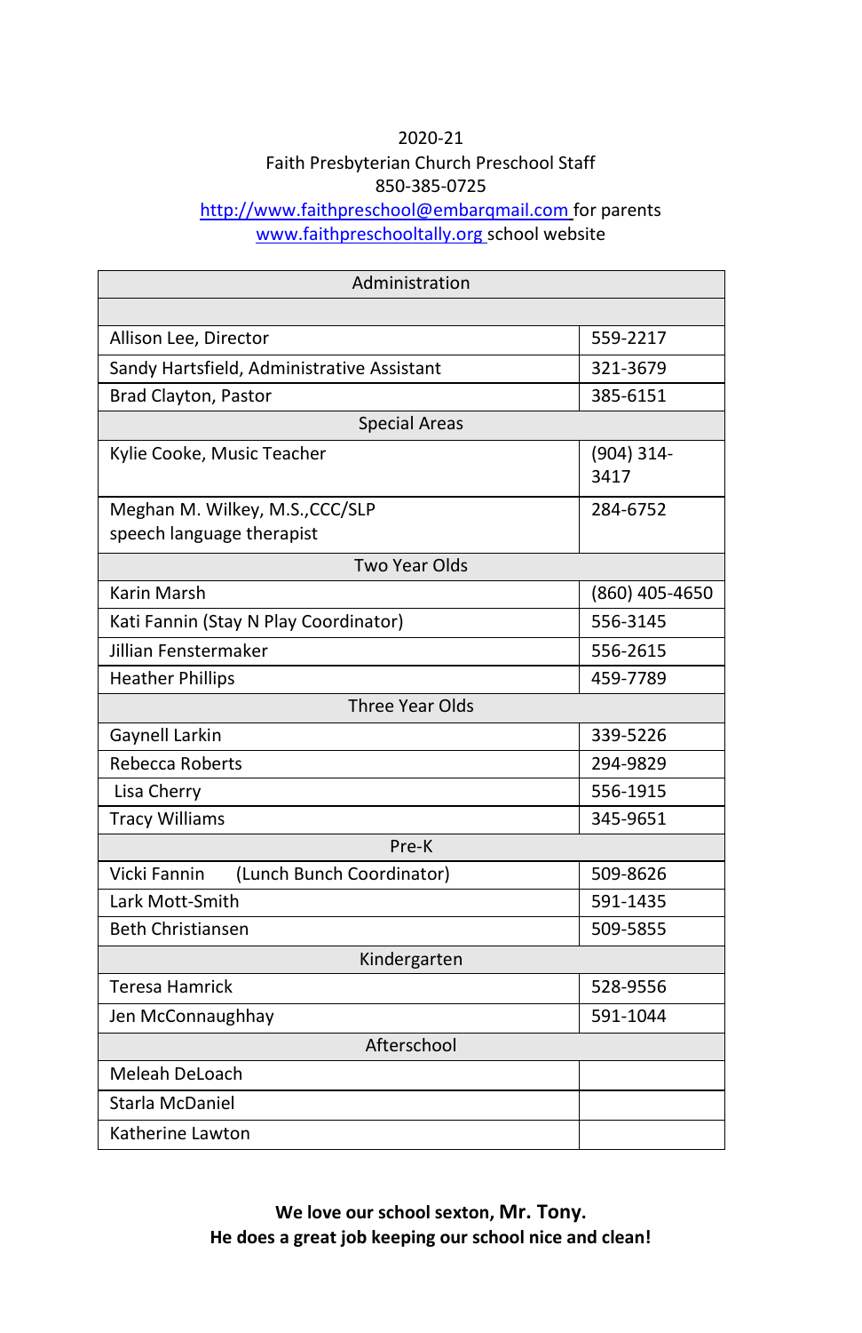2020-21
Faith Presbyterian Church Preschool Staff
850-385-0725
http://www.faithpreschool@embarqmail.com for parents
www.faithpreschooltally.org school website

| Administration | |
|---|---|
| | |
| Allison Lee, Director | 559-2217 |
| Sandy Hartsfield, Administrative Assistant | 321-3679 |
| Brad Clayton, Pastor | 385-6151 |
| **Special Areas** | |
| Kylie Cooke, Music Teacher | (904) 314-3417 |
| Meghan M. Wilkey, M.S.,CCC/SLP speech language therapist | 284-6752 |
| **Two Year Olds** | |
| Karin Marsh | (860) 405-4650 |
| Kati Fannin (Stay N Play Coordinator) | 556-3145 |
| Jillian Fenstermaker | 556-2615 |
| Heather Phillips | 459-7789 |
| **Three Year Olds** | |
| Gaynell Larkin | 339-5226 |
| Rebecca Roberts | 294-9829 |
| Lisa Cherry | 556-1915 |
| Tracy Williams | 345-9651 |
| **Pre-K** | |
| Vicki Fannin (Lunch Bunch Coordinator) | 509-8626 |
| Lark Mott-Smith | 591-1435 |
| Beth Christiansen | 509-5855 |
| **Kindergarten** | |
| Teresa Hamrick | 528-9556 |
| Jen McConnaughhay | 591-1044 |
| **Afterschool** | |
| Meleah DeLoach | |
| Starla McDaniel | |
| Katherine Lawton | |

**We love our school sexton, Mr. Tony.**
**He does a great job keeping our school nice and clean!**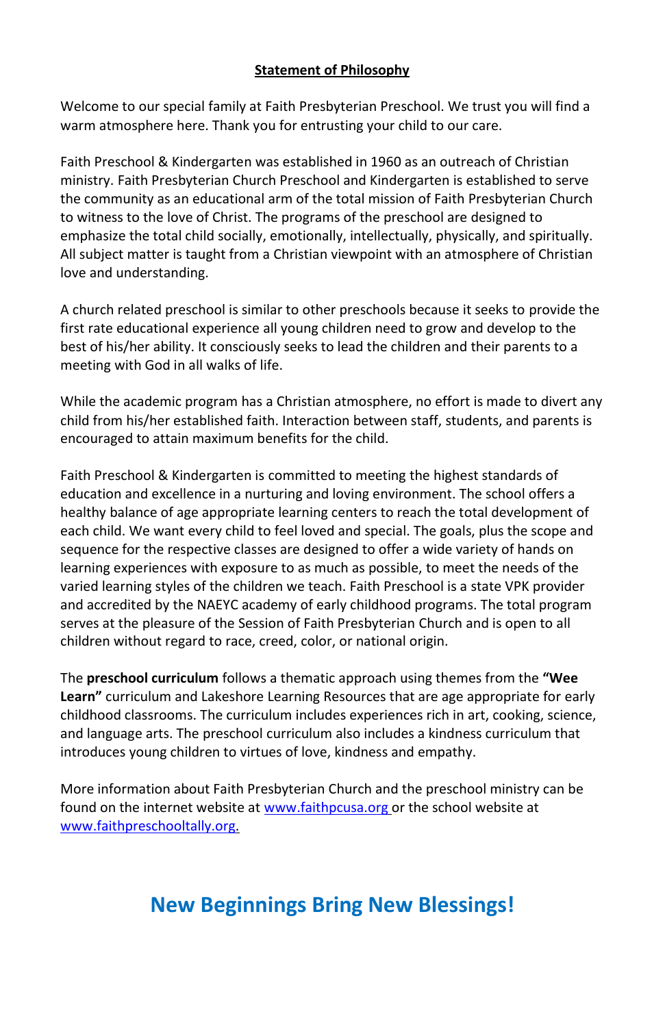## Statement of Philosophy

Welcome to our special family at Faith Presbyterian Preschool. We trust you will find a warm atmosphere here. Thank you for entrusting your child to our care.

Faith Preschool & Kindergarten was established in 1960 as an outreach of Christian ministry. Faith Presbyterian Church Preschool and Kindergarten is established to serve the community as an educational arm of the total mission of Faith Presbyterian Church to witness to the love of Christ. The programs of the preschool are designed to emphasize the total child socially, emotionally, intellectually, physically, and spiritually. All subject matter is taught from a Christian viewpoint with an atmosphere of Christian love and understanding.

A church related preschool is similar to other preschools because it seeks to provide the first rate educational experience all young children need to grow and develop to the best of his/her ability. It consciously seeks to lead the children and their parents to a meeting with God in all walks of life.

While the academic program has a Christian atmosphere, no effort is made to divert any child from his/her established faith. Interaction between staff, students, and parents is encouraged to attain maximum benefits for the child.

Faith Preschool & Kindergarten is committed to meeting the highest standards of education and excellence in a nurturing and loving environment. The school offers a healthy balance of age appropriate learning centers to reach the total development of each child. We want every child to feel loved and special. The goals, plus the scope and sequence for the respective classes are designed to offer a wide variety of hands on learning experiences with exposure to as much as possible, to meet the needs of the varied learning styles of the children we teach. Faith Preschool is a state VPK provider and accredited by the NAEYC academy of early childhood programs. The total program serves at the pleasure of the Session of Faith Presbyterian Church and is open to all children without regard to race, creed, color, or national origin.

The **preschool curriculum** follows a thematic approach using themes from the **"Wee Learn"** curriculum and Lakeshore Learning Resources that are age appropriate for early childhood classrooms. The curriculum includes experiences rich in art, cooking, science, and language arts. The preschool curriculum also includes a kindness curriculum that introduces young children to virtues of love, kindness and empathy.

More information about Faith Presbyterian Church and the preschool ministry can be found on the internet website at www.faithpcusa.org or the school website at www.faithpreschooltally.org.

## New Beginnings Bring New Blessings!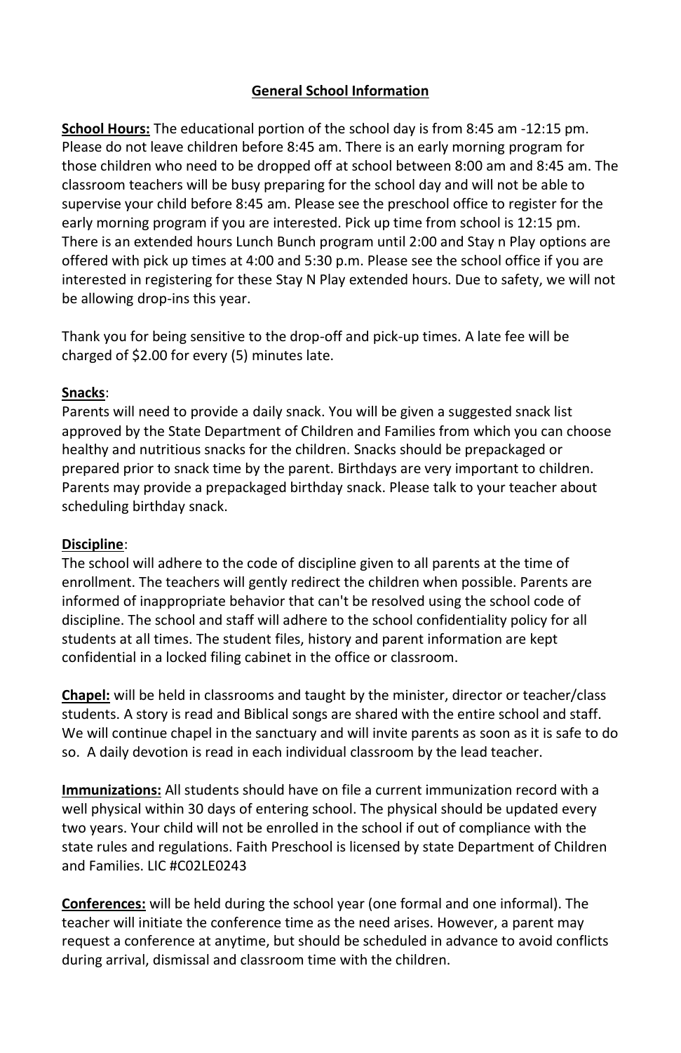# General School Information

**School Hours:** The educational portion of the school day is from 8:45 am -12:15 pm. Please do not leave children before 8:45 am. There is an early morning program for those children who need to be dropped off at school between 8:00 am and 8:45 am. The classroom teachers will be busy preparing for the school day and will not be able to supervise your child before 8:45 am. Please see the preschool office to register for the early morning program if you are interested. Pick up time from school is 12:15 pm. There is an extended hours Lunch Bunch program until 2:00 and Stay n Play options are offered with pick up times at 4:00 and 5:30 p.m. Please see the school office if you are interested in registering for these Stay N Play extended hours. Due to safety, we will not be allowing drop-ins this year.

Thank you for being sensitive to the drop-off and pick-up times. A late fee will be charged of $2.00 for every (5) minutes late.

**Snacks**:
Parents will need to provide a daily snack. You will be given a suggested snack list approved by the State Department of Children and Families from which you can choose healthy and nutritious snacks for the children. Snacks should be prepackaged or prepared prior to snack time by the parent. Birthdays are very important to children. Parents may provide a prepackaged birthday snack. Please talk to your teacher about scheduling birthday snack.

**Discipline**:
The school will adhere to the code of discipline given to all parents at the time of enrollment. The teachers will gently redirect the children when possible. Parents are informed of inappropriate behavior that can't be resolved using the school code of discipline. The school and staff will adhere to the school confidentiality policy for all students at all times. The student files, history and parent information are kept confidential in a locked filing cabinet in the office or classroom.

**Chapel:** will be held in classrooms and taught by the minister, director or teacher/class students. A story is read and Biblical songs are shared with the entire school and staff. We will continue chapel in the sanctuary and will invite parents as soon as it is safe to do so. A daily devotion is read in each individual classroom by the lead teacher.

**Immunizations:** All students should have on file a current immunization record with a well physical within 30 days of entering school. The physical should be updated every two years. Your child will not be enrolled in the school if out of compliance with the state rules and regulations. Faith Preschool is licensed by state Department of Children and Families. LIC #C02LE0243

**Conferences:** will be held during the school year (one formal and one informal). The teacher will initiate the conference time as the need arises. However, a parent may request a conference at anytime, but should be scheduled in advance to avoid conflicts during arrival, dismissal and classroom time with the children.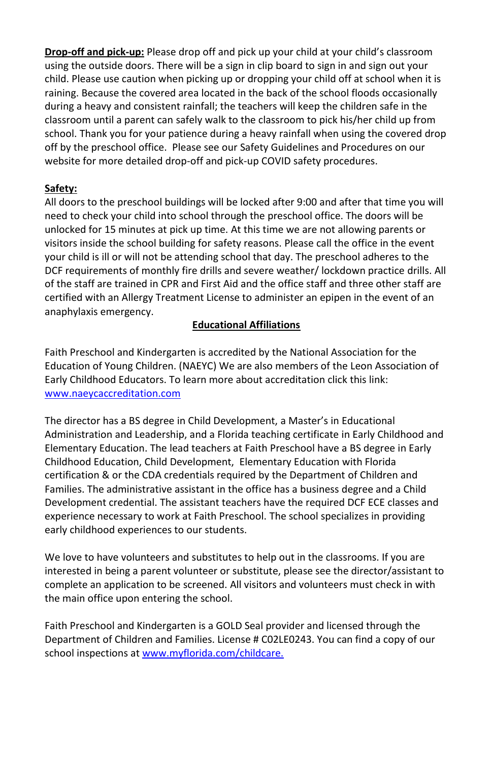**Drop-off and pick-up:** Please drop off and pick up your child at your child's classroom using the outside doors. There will be a sign in clip board to sign in and sign out your child. Please use caution when picking up or dropping your child off at school when it is raining. Because the covered area located in the back of the school floods occasionally during a heavy and consistent rainfall; the teachers will keep the children safe in the classroom until a parent can safely walk to the classroom to pick his/her child up from school. Thank you for your patience during a heavy rainfall when using the covered drop off by the preschool office. Please see our Safety Guidelines and Procedures on our website for more detailed drop-off and pick-up COVID safety procedures.

**Safety:**

All doors to the preschool buildings will be locked after 9:00 and after that time you will need to check your child into school through the preschool office. The doors will be unlocked for 15 minutes at pick up time. At this time we are not allowing parents or visitors inside the school building for safety reasons. Please call the office in the event your child is ill or will not be attending school that day. The preschool adheres to the DCF requirements of monthly fire drills and severe weather/ lockdown practice drills. All of the staff are trained in CPR and First Aid and the office staff and three other staff are certified with an Allergy Treatment License to administer an epipen in the event of an anaphylaxis emergency.

## Educational Affiliations

Faith Preschool and Kindergarten is accredited by the National Association for the Education of Young Children. (NAEYC) We are also members of the Leon Association of Early Childhood Educators. To learn more about accreditation click this link: [www.naeycaccreditation.com](www.naeycaccreditation.com)

The director has a BS degree in Child Development, a Master's in Educational Administration and Leadership, and a Florida teaching certificate in Early Childhood and Elementary Education. The lead teachers at Faith Preschool have a BS degree in Early Childhood Education, Child Development, Elementary Education with Florida certification & or the CDA credentials required by the Department of Children and Families. The administrative assistant in the office has a business degree and a Child Development credential. The assistant teachers have the required DCF ECE classes and experience necessary to work at Faith Preschool. The school specializes in providing early childhood experiences to our students.

We love to have volunteers and substitutes to help out in the classrooms. If you are interested in being a parent volunteer or substitute, please see the director/assistant to complete an application to be screened. All visitors and volunteers must check in with the main office upon entering the school.

Faith Preschool and Kindergarten is a GOLD Seal provider and licensed through the Department of Children and Families. License # C02LE0243. You can find a copy of our school inspections at [www.myflorida.com/childcare.](www.myflorida.com/childcare)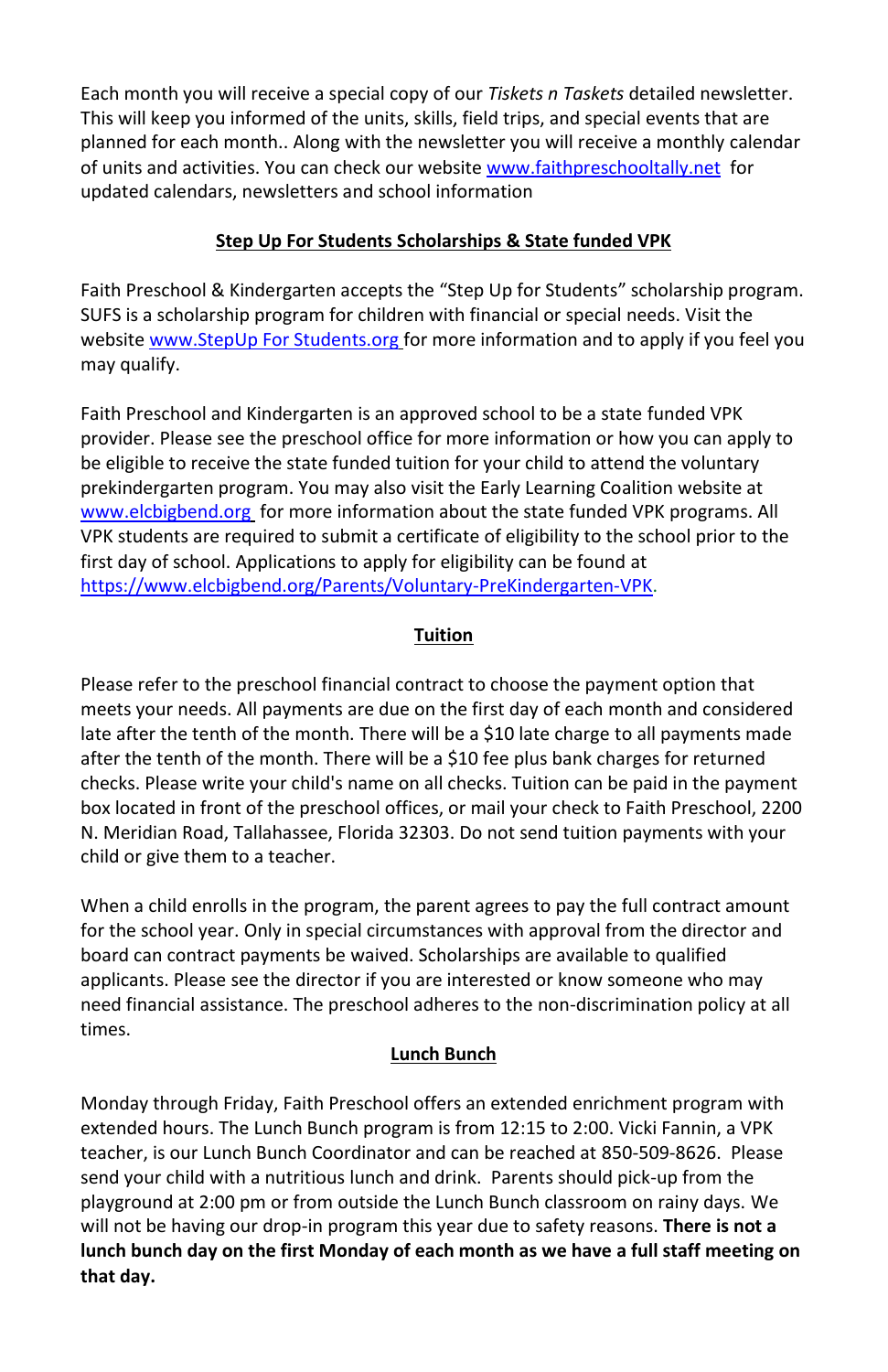Each month you will receive a special copy of our *Tiskets n Taskets* detailed newsletter. This will keep you informed of the units, skills, field trips, and special events that are planned for each month.. Along with the newsletter you will receive a monthly calendar of units and activities. You can check our website www.faithpreschooltally.net for updated calendars, newsletters and school information

## Step Up For Students Scholarships & State funded VPK

Faith Preschool & Kindergarten accepts the "Step Up for Students" scholarship program. SUFS is a scholarship program for children with financial or special needs. Visit the website www.StepUp For Students.org for more information and to apply if you feel you may qualify.

Faith Preschool and Kindergarten is an approved school to be a state funded VPK provider. Please see the preschool office for more information or how you can apply to be eligible to receive the state funded tuition for your child to attend the voluntary prekindergarten program. You may also visit the Early Learning Coalition website at www.elcbigbend.org for more information about the state funded VPK programs. All VPK students are required to submit a certificate of eligibility to the school prior to the first day of school. Applications to apply for eligibility can be found at https://www.elcbigbend.org/Parents/Voluntary-PreKindergarten-VPK.

## Tuition

Please refer to the preschool financial contract to choose the payment option that meets your needs. All payments are due on the first day of each month and considered late after the tenth of the month. There will be a $10 late charge to all payments made after the tenth of the month. There will be a $10 fee plus bank charges for returned checks. Please write your child's name on all checks. Tuition can be paid in the payment box located in front of the preschool offices, or mail your check to Faith Preschool, 2200 N. Meridian Road, Tallahassee, Florida 32303. Do not send tuition payments with your child or give them to a teacher.

When a child enrolls in the program, the parent agrees to pay the full contract amount for the school year. Only in special circumstances with approval from the director and board can contract payments be waived. Scholarships are available to qualified applicants. Please see the director if you are interested or know someone who may need financial assistance. The preschool adheres to the non-discrimination policy at all times.

## Lunch Bunch

Monday through Friday, Faith Preschool offers an extended enrichment program with extended hours. The Lunch Bunch program is from 12:15 to 2:00. Vicki Fannin, a VPK teacher, is our Lunch Bunch Coordinator and can be reached at 850-509-8626. Please send your child with a nutritious lunch and drink. Parents should pick-up from the playground at 2:00 pm or from outside the Lunch Bunch classroom on rainy days. We will not be having our drop-in program this year due to safety reasons. **There is not a lunch bunch day on the first Monday of each month as we have a full staff meeting on that day.**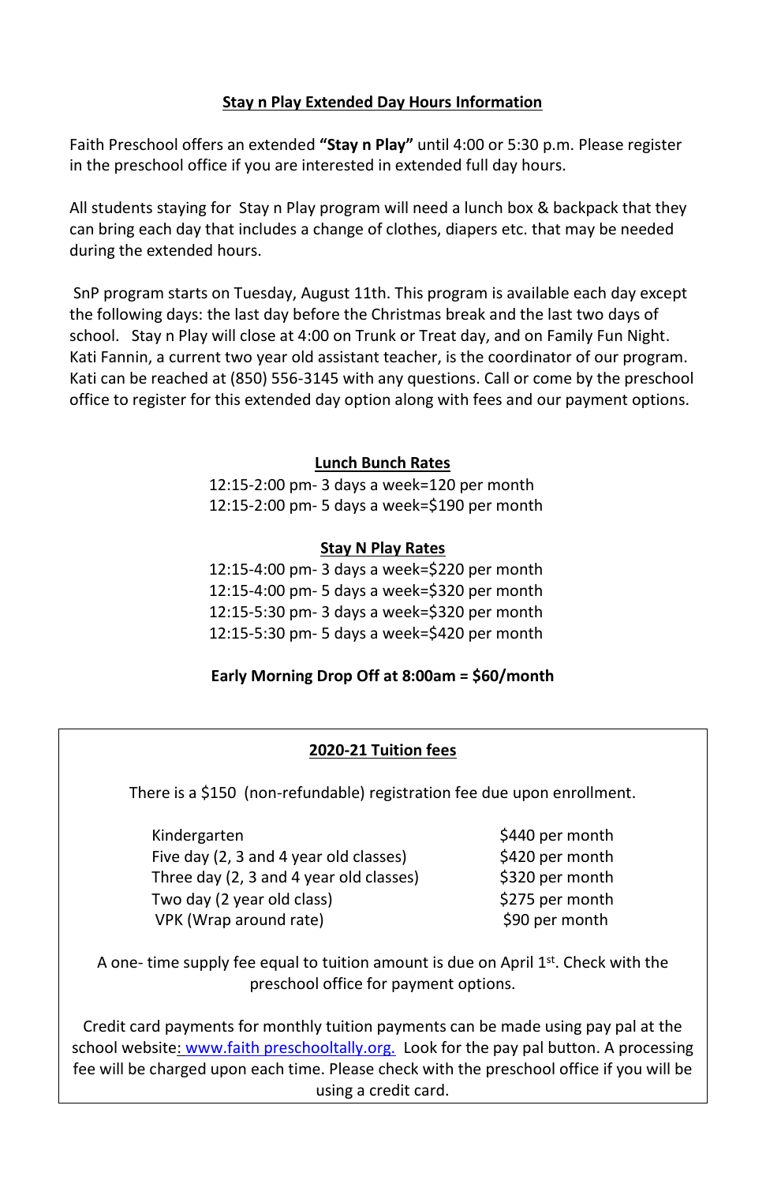## Stay n Play Extended Day Hours Information

Faith Preschool offers an extended **"Stay n Play"** until 4:00 or 5:30 p.m. Please register in the preschool office if you are interested in extended full day hours.

All students staying for Stay n Play program will need a lunch box & backpack that they can bring each day that includes a change of clothes, diapers etc. that may be needed during the extended hours.

SnP program starts on Tuesday, August 11th. This program is available each day except the following days: the last day before the Christmas break and the last two days of school. Stay n Play will close at 4:00 on Trunk or Treat day, and on Family Fun Night. Kati Fannin, a current two year old assistant teacher, is the coordinator of our program. Kati can be reached at (850) 556-3145 with any questions. Call or come by the preschool office to register for this extended day option along with fees and our payment options.

### Lunch Bunch Rates

12:15-2:00 pm- 3 days a week=120 per month
12:15-2:00 pm- 5 days a week=$190 per month

### Stay N Play Rates

12:15-4:00 pm- 3 days a week=$220 per month
12:15-4:00 pm- 5 days a week=$320 per month
12:15-5:30 pm- 3 days a week=$320 per month
12:15-5:30 pm- 5 days a week=$420 per month

**Early Morning Drop Off at 8:00am = $60/month**

### 2020-21 Tuition fees

There is a $150 (non-refundable) registration fee due upon enrollment.

| | |
|---|---|
| Kindergarten | $440 per month |
| Five day (2, 3 and 4 year old classes) | $420 per month |
| Three day (2, 3 and 4 year old classes) | $320 per month |
| Two day (2 year old class) | $275 per month |
| VPK (Wrap around rate) | $90 per month |

A one- time supply fee equal to tuition amount is due on April 1st. Check with the preschool office for payment options.

Credit card payments for monthly tuition payments can be made using pay pal at the school website: www.faith preschooltally.org. Look for the pay pal button. A processing fee will be charged upon each time. Please check with the preschool office if you will be using a credit card.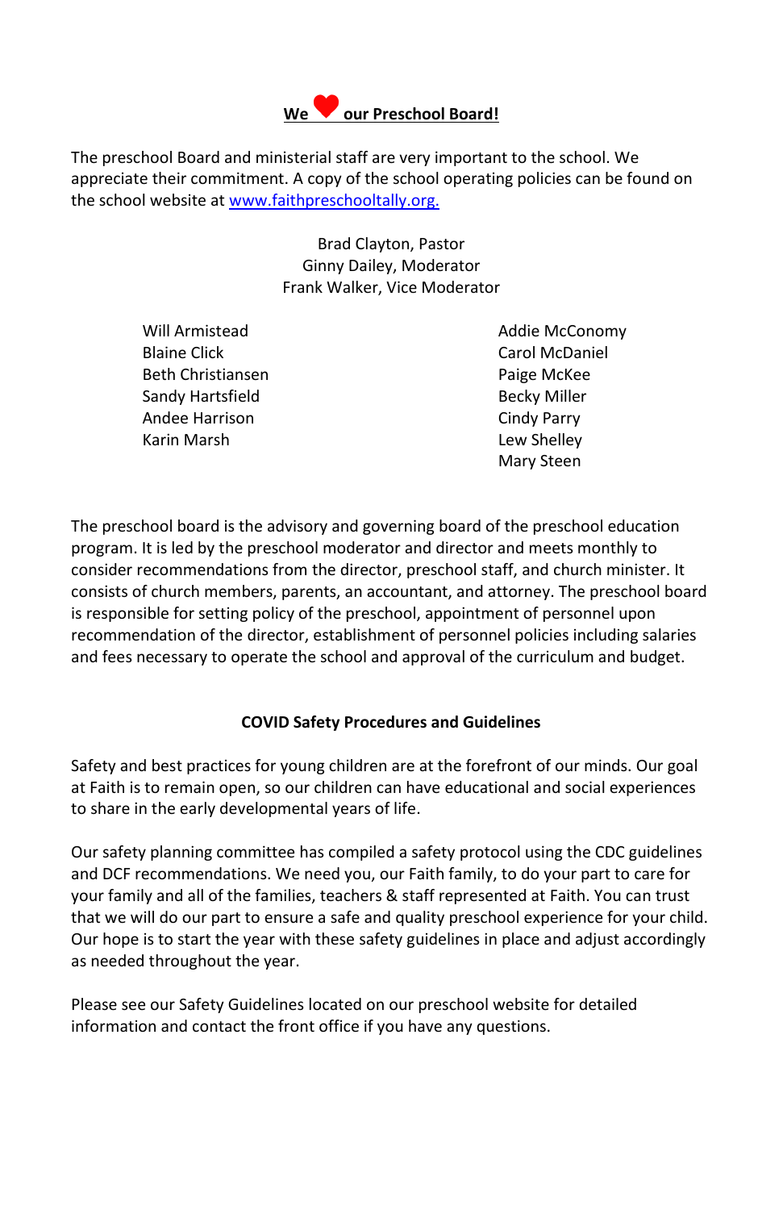## We ❤ our Preschool Board!

The preschool Board and ministerial staff are very important to the school. We appreciate their commitment. A copy of the school operating policies can be found on the school website at [www.faithpreschooltally.org.](http://www.faithpreschooltally.org)

Brad Clayton, Pastor
Ginny Dailey, Moderator
Frank Walker, Vice Moderator

Will Armistead
Blaine Click
Beth Christiansen
Sandy Hartsfield
Andee Harrison
Karin Marsh
Addie McConomy
Carol McDaniel
Paige McKee
Becky Miller
Cindy Parry
Lew Shelley
Mary Steen

The preschool board is the advisory and governing board of the preschool education program. It is led by the preschool moderator and director and meets monthly to consider recommendations from the director, preschool staff, and church minister. It consists of church members, parents, an accountant, and attorney. The preschool board is responsible for setting policy of the preschool, appointment of personnel upon recommendation of the director, establishment of personnel policies including salaries and fees necessary to operate the school and approval of the curriculum and budget.

### COVID Safety Procedures and Guidelines

Safety and best practices for young children are at the forefront of our minds. Our goal at Faith is to remain open, so our children can have educational and social experiences to share in the early developmental years of life.

Our safety planning committee has compiled a safety protocol using the CDC guidelines and DCF recommendations. We need you, our Faith family, to do your part to care for your family and all of the families, teachers & staff represented at Faith. You can trust that we will do our part to ensure a safe and quality preschool experience for your child. Our hope is to start the year with these safety guidelines in place and adjust accordingly as needed throughout the year.

Please see our Safety Guidelines located on our preschool website for detailed information and contact the front office if you have any questions.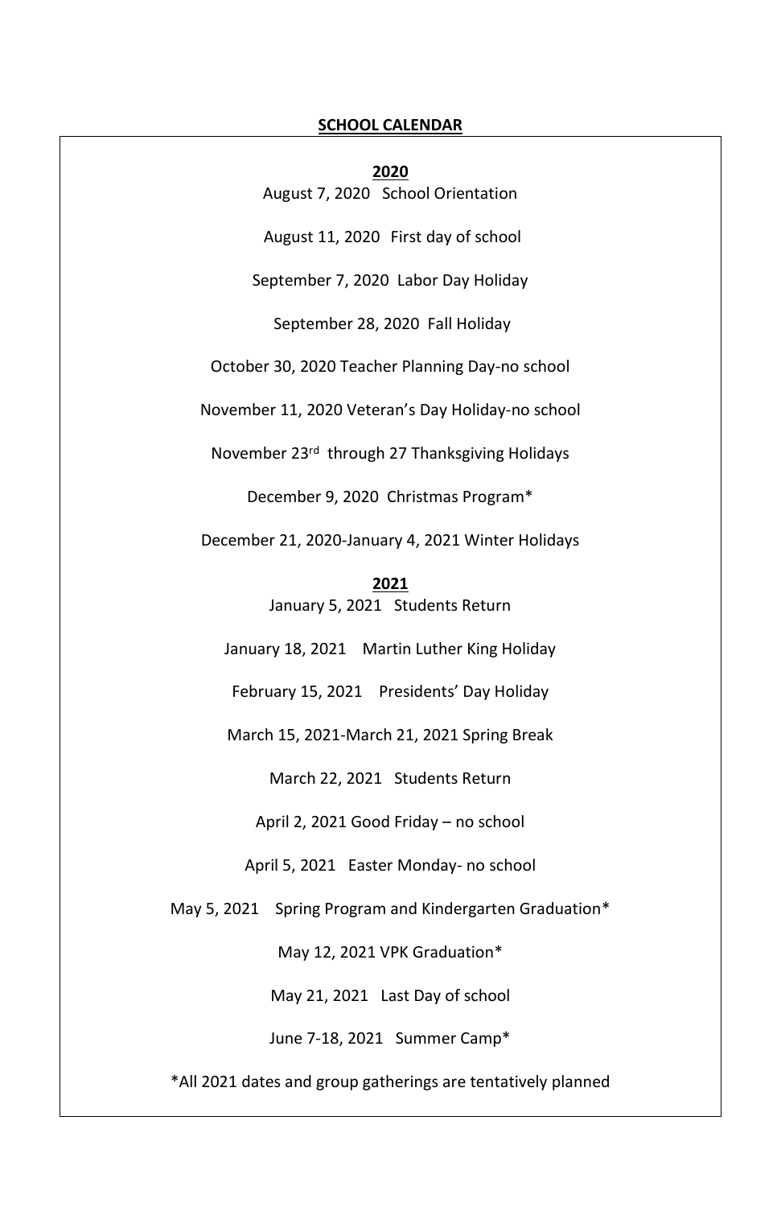## SCHOOL CALENDAR

### 2020

August 7, 2020 School Orientation

August 11, 2020 First day of school

September 7, 2020 Labor Day Holiday

September 28, 2020 Fall Holiday

October 30, 2020 Teacher Planning Day-no school

November 11, 2020 Veteran's Day Holiday-no school

November 23rd through 27 Thanksgiving Holidays

December 9, 2020 Christmas Program*

December 21, 2020-January 4, 2021 Winter Holidays

### 2021

January 5, 2021 Students Return

January 18, 2021 Martin Luther King Holiday

February 15, 2021 Presidents' Day Holiday

March 15, 2021-March 21, 2021 Spring Break

March 22, 2021 Students Return

April 2, 2021 Good Friday – no school

April 5, 2021 Easter Monday- no school

May 5, 2021 Spring Program and Kindergarten Graduation*

May 12, 2021 VPK Graduation*

May 21, 2021 Last Day of school

June 7-18, 2021 Summer Camp*

*All 2021 dates and group gatherings are tentatively planned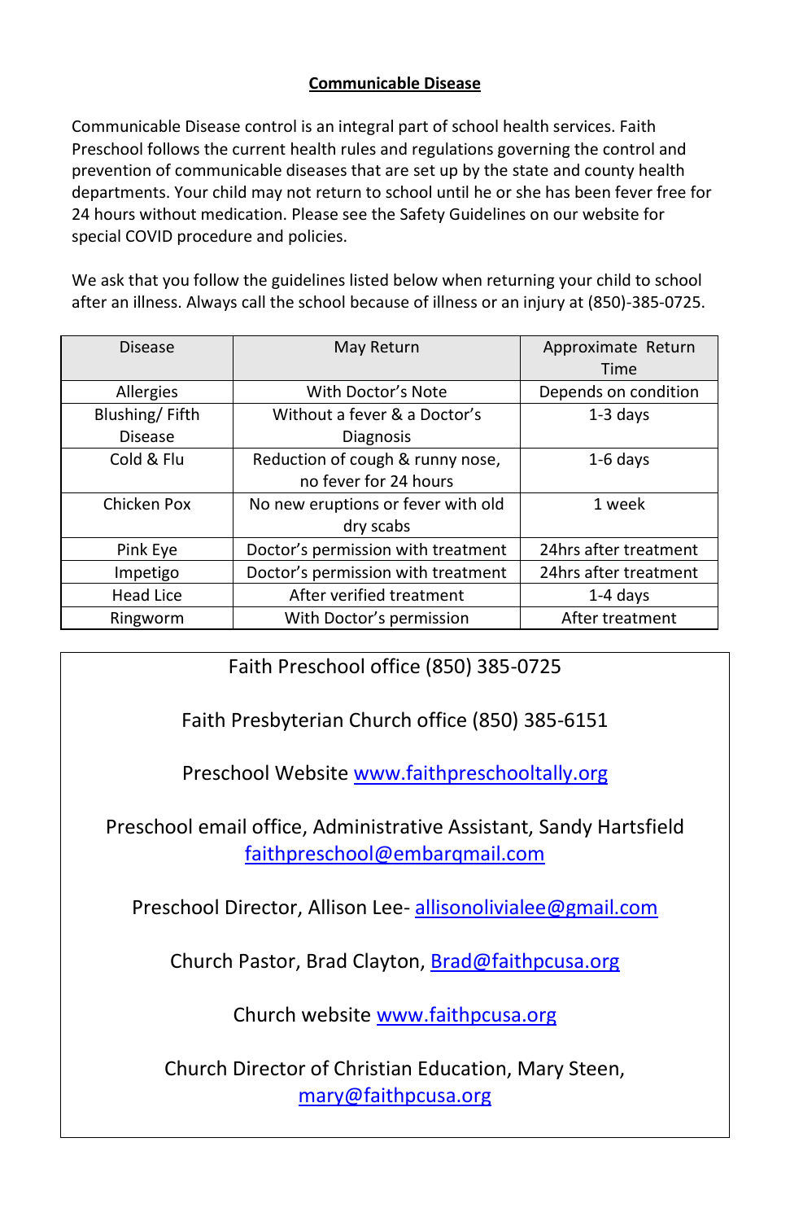## Communicable Disease

Communicable Disease control is an integral part of school health services. Faith Preschool follows the current health rules and regulations governing the control and prevention of communicable diseases that are set up by the state and county health departments. Your child may not return to school until he or she has been fever free for 24 hours without medication. Please see the Safety Guidelines on our website for special COVID procedure and policies.

We ask that you follow the guidelines listed below when returning your child to school after an illness. Always call the school because of illness or an injury at (850)-385-0725.

| Disease | May Return | Approximate Return Time |
|---|---|---|
| Allergies | With Doctor's Note | Depends on condition |
| Blushing/ Fifth Disease | Without a fever & a Doctor's Diagnosis | 1-3 days |
| Cold & Flu | Reduction of cough & runny nose, no fever for 24 hours | 1-6 days |
| Chicken Pox | No new eruptions or fever with old dry scabs | 1 week |
| Pink Eye | Doctor's permission with treatment | 24hrs after treatment |
| Impetigo | Doctor's permission with treatment | 24hrs after treatment |
| Head Lice | After verified treatment | 1-4 days |
| Ringworm | With Doctor's permission | After treatment |

Faith Preschool office (850) 385-0725

Faith Presbyterian Church office (850) 385-6151

Preschool Website www.faithpreschooltally.org

Preschool email office, Administrative Assistant, Sandy Hartsfield faithpreschool@embarqmail.com

Preschool Director, Allison Lee- allisonolivialee@gmail.com

Church Pastor, Brad Clayton, Brad@faithpcusa.org

Church website www.faithpcusa.org

Church Director of Christian Education, Mary Steen, mary@faithpcusa.org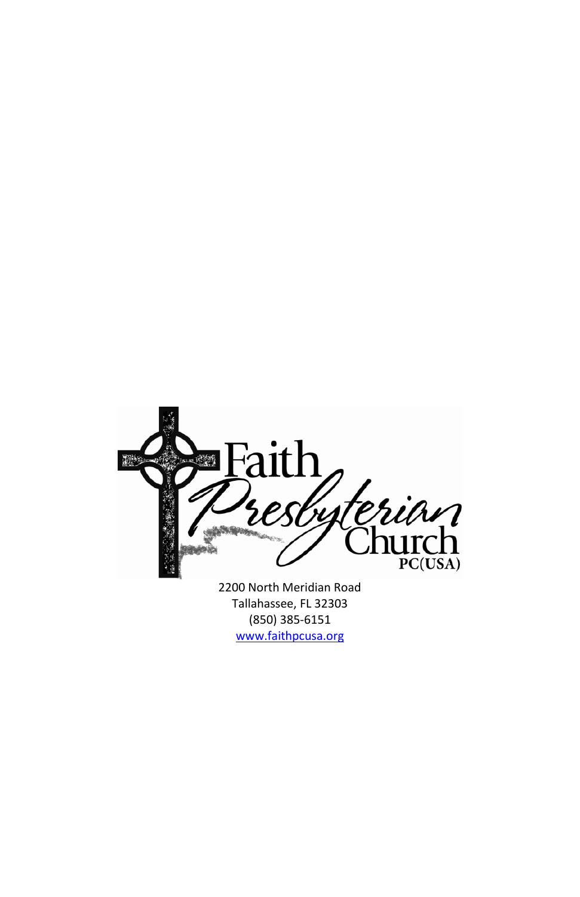Faith Presbyterian Church PC(USA)

2200 North Meridian Road
Tallahassee, FL 32303
(850) 385-6151
[www.faithpcusa.org](http://www.faithpcusa.org)